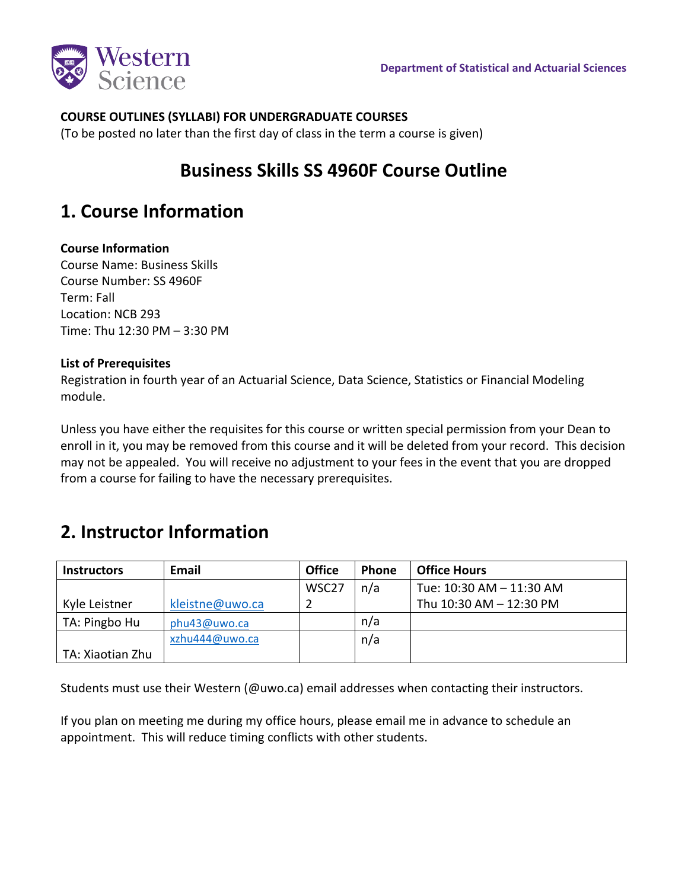Department of Statistical and Actuarial Sciences

**COURSE OUTLINES (SYLLABI) FOR UNDERGRADUATE COURSES**
(To be posted no later than the first day of class in the term a course is given)

# Business Skills SS 4960F Course Outline

## 1. Course Information

**Course Information**
Course Name: Business Skills
Course Number: SS 4960F
Term: Fall
Location: NCB 293
Time: Thu 12:30 PM – 3:30 PM

**List of Prerequisites**
Registration in fourth year of an Actuarial Science, Data Science, Statistics or Financial Modeling module.

Unless you have either the requisites for this course or written special permission from your Dean to enroll in it, you may be removed from this course and it will be deleted from your record. This decision may not be appealed. You will receive no adjustment to your fees in the event that you are dropped from a course for failing to have the necessary prerequisites.

## 2. Instructor Information

| Instructors | Email | Office | Phone | Office Hours |
| --- | --- | --- | --- | --- |
| Kyle Leistner | kleistne@uwo.ca | WSC272 | n/a | Tue: 10:30 AM – 11:30 AM<br>Thu 10:30 AM – 12:30 PM |
| TA: Pingbo Hu | phu43@uwo.ca | | n/a | |
| TA: Xiaotian Zhu | xzhu444@uwo.ca | | n/a | |

Students must use their Western (@uwo.ca) email addresses when contacting their instructors.

If you plan on meeting me during my office hours, please email me in advance to schedule an appointment. This will reduce timing conflicts with other students.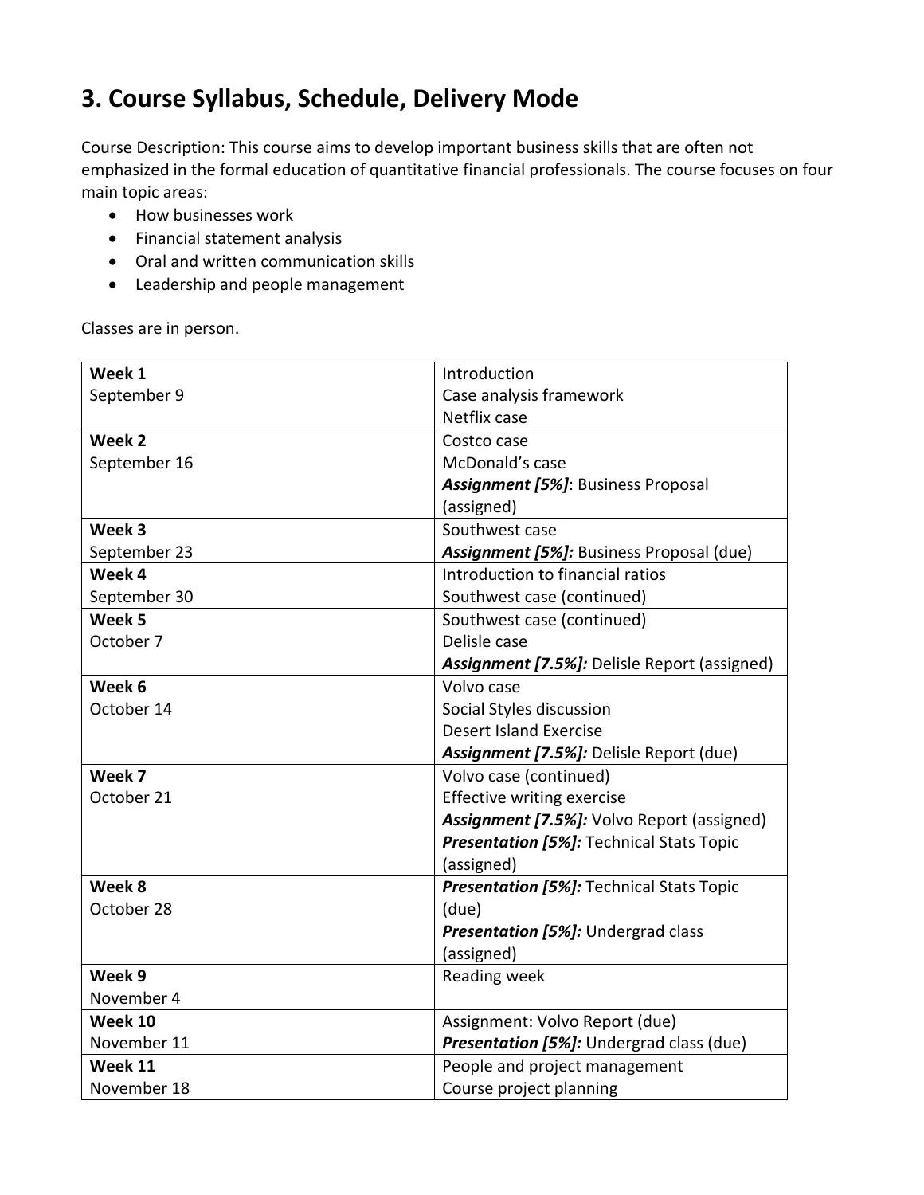# 3. Course Syllabus, Schedule, Delivery Mode

Course Description: This course aims to develop important business skills that are often not emphasized in the formal education of quantitative financial professionals. The course focuses on four main topic areas:

- How businesses work
- Financial statement analysis
- Oral and written communication skills
- Leadership and people management

Classes are in person.

| Week | Topics |
|---|---|
| **Week 1**<br>September 9 | Introduction<br>Case analysis framework<br>Netflix case |
| **Week 2**<br>September 16 | Costco case<br>McDonald's case<br>***Assignment [5%]***: Business Proposal (assigned) |
| **Week 3**<br>September 23 | Southwest case<br>***Assignment [5%]:*** Business Proposal (due) |
| **Week 4**<br>September 30 | Introduction to financial ratios<br>Southwest case (continued) |
| **Week 5**<br>October 7 | Southwest case (continued)<br>Delisle case<br>***Assignment [7.5%]:*** Delisle Report (assigned) |
| **Week 6**<br>October 14 | Volvo case<br>Social Styles discussion<br>Desert Island Exercise<br>***Assignment [7.5%]:*** Delisle Report (due) |
| **Week 7**<br>October 21 | Volvo case (continued)<br>Effective writing exercise<br>***Assignment [7.5%]:*** Volvo Report (assigned)<br>***Presentation [5%]:*** Technical Stats Topic (assigned) |
| **Week 8**<br>October 28 | ***Presentation [5%]:*** Technical Stats Topic (due)<br>***Presentation [5%]:*** Undergrad class (assigned) |
| **Week 9**<br>November 4 | Reading week |
| **Week 10**<br>November 11 | Assignment: Volvo Report (due)<br>***Presentation [5%]:*** Undergrad class (due) |
| **Week 11**<br>November 18 | People and project management<br>Course project planning |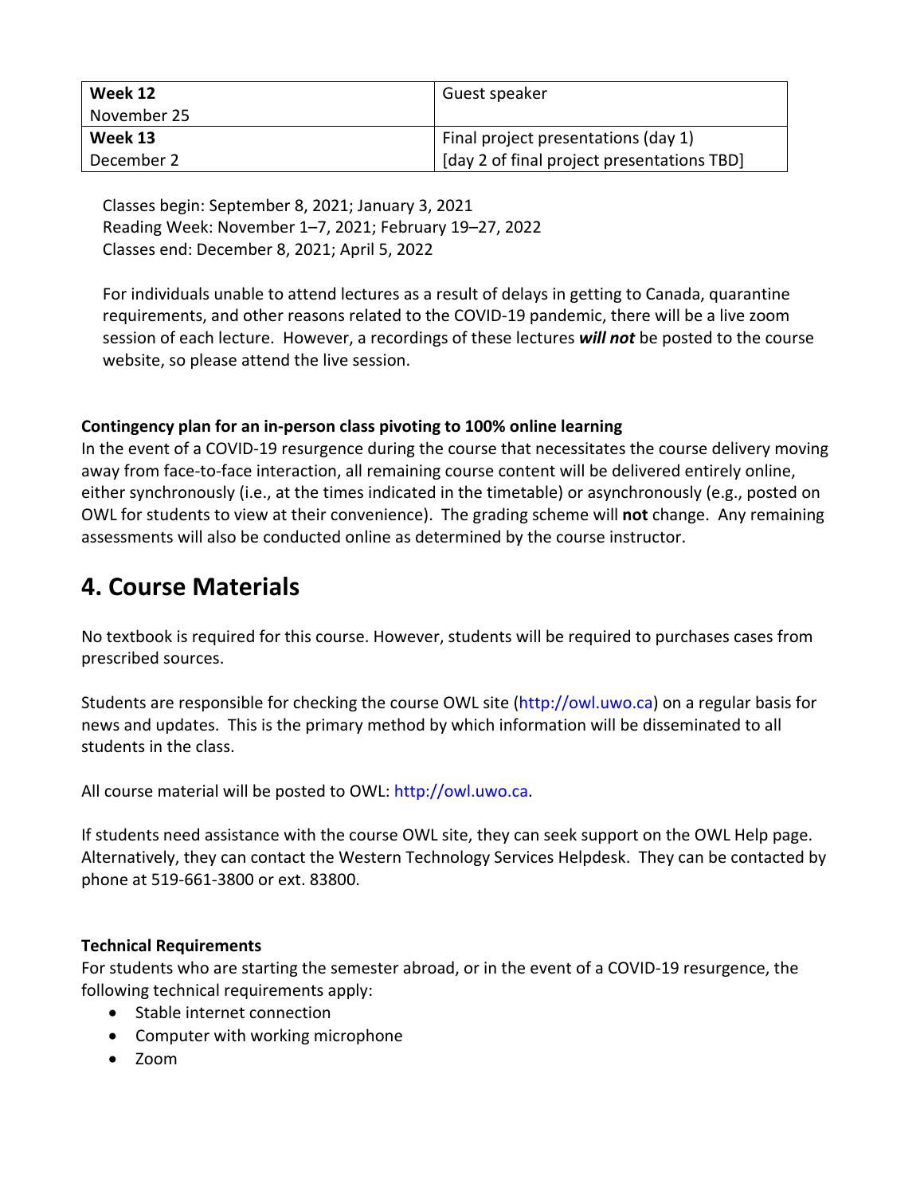| **Week 12**<br>November 25 | Guest speaker |
| --- | --- |
| **Week 13**<br>December 2 | Final project presentations (day 1)<br>[day 2 of final project presentations TBD] |

Classes begin: September 8, 2021; January 3, 2021
Reading Week: November 1–7, 2021; February 19–27, 2022
Classes end: December 8, 2021; April 5, 2022

For individuals unable to attend lectures as a result of delays in getting to Canada, quarantine requirements, and other reasons related to the COVID-19 pandemic, there will be a live zoom session of each lecture. However, a recordings of these lectures ***will not*** be posted to the course website, so please attend the live session.

**Contingency plan for an in-person class pivoting to 100% online learning**
In the event of a COVID-19 resurgence during the course that necessitates the course delivery moving away from face-to-face interaction, all remaining course content will be delivered entirely online, either synchronously (i.e., at the times indicated in the timetable) or asynchronously (e.g., posted on OWL for students to view at their convenience). The grading scheme will **not** change. Any remaining assessments will also be conducted online as determined by the course instructor.

# 4. Course Materials

No textbook is required for this course. However, students will be required to purchases cases from prescribed sources.

Students are responsible for checking the course OWL site (http://owl.uwo.ca) on a regular basis for news and updates. This is the primary method by which information will be disseminated to all students in the class.

All course material will be posted to OWL: http://owl.uwo.ca.

If students need assistance with the course OWL site, they can seek support on the OWL Help page. Alternatively, they can contact the Western Technology Services Helpdesk. They can be contacted by phone at 519-661-3800 or ext. 83800.

**Technical Requirements**
For students who are starting the semester abroad, or in the event of a COVID-19 resurgence, the following technical requirements apply:

- Stable internet connection
- Computer with working microphone
- Zoom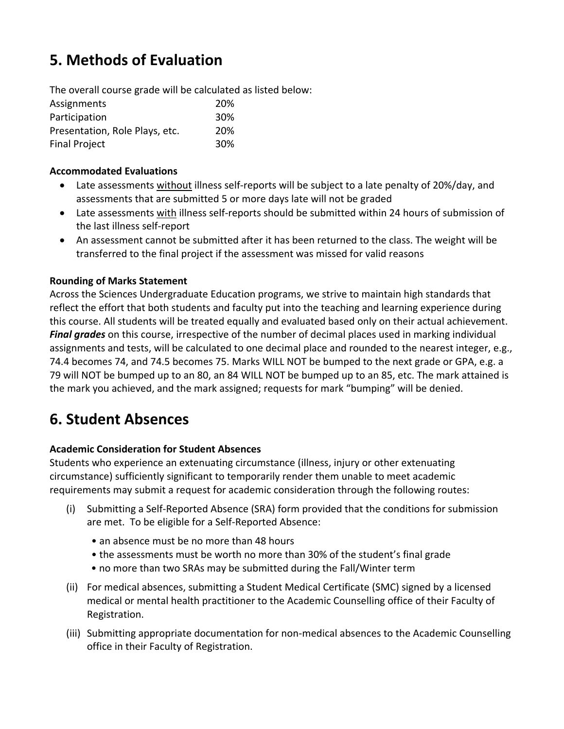## 5. Methods of Evaluation

The overall course grade will be calculated as listed below:

| | |
|---|---|
| Assignments | 20% |
| Participation | 30% |
| Presentation, Role Plays, etc. | 20% |
| Final Project | 30% |

**Accommodated Evaluations**

- Late assessments <u>without</u> illness self-reports will be subject to a late penalty of 20%/day, and assessments that are submitted 5 or more days late will not be graded
- Late assessments <u>with</u> illness self-reports should be submitted within 24 hours of submission of the last illness self-report
- An assessment cannot be submitted after it has been returned to the class. The weight will be transferred to the final project if the assessment was missed for valid reasons

**Rounding of Marks Statement**

Across the Sciences Undergraduate Education programs, we strive to maintain high standards that reflect the effort that both students and faculty put into the teaching and learning experience during this course. All students will be treated equally and evaluated based only on their actual achievement. ***Final grades*** on this course, irrespective of the number of decimal places used in marking individual assignments and tests, will be calculated to one decimal place and rounded to the nearest integer, e.g., 74.4 becomes 74, and 74.5 becomes 75. Marks WILL NOT be bumped to the next grade or GPA, e.g. a 79 will NOT be bumped up to an 80, an 84 WILL NOT be bumped up to an 85, etc. The mark attained is the mark you achieved, and the mark assigned; requests for mark "bumping" will be denied.

## 6. Student Absences

**Academic Consideration for Student Absences**

Students who experience an extenuating circumstance (illness, injury or other extenuating circumstance) sufficiently significant to temporarily render them unable to meet academic requirements may submit a request for academic consideration through the following routes:

(i) Submitting a Self-Reported Absence (SRA) form provided that the conditions for submission are met. To be eligible for a Self-Reported Absence:
   - an absence must be no more than 48 hours
   - the assessments must be worth no more than 30% of the student's final grade
   - no more than two SRAs may be submitted during the Fall/Winter term

(ii) For medical absences, submitting a Student Medical Certificate (SMC) signed by a licensed medical or mental health practitioner to the Academic Counselling office of their Faculty of Registration.

(iii) Submitting appropriate documentation for non-medical absences to the Academic Counselling office in their Faculty of Registration.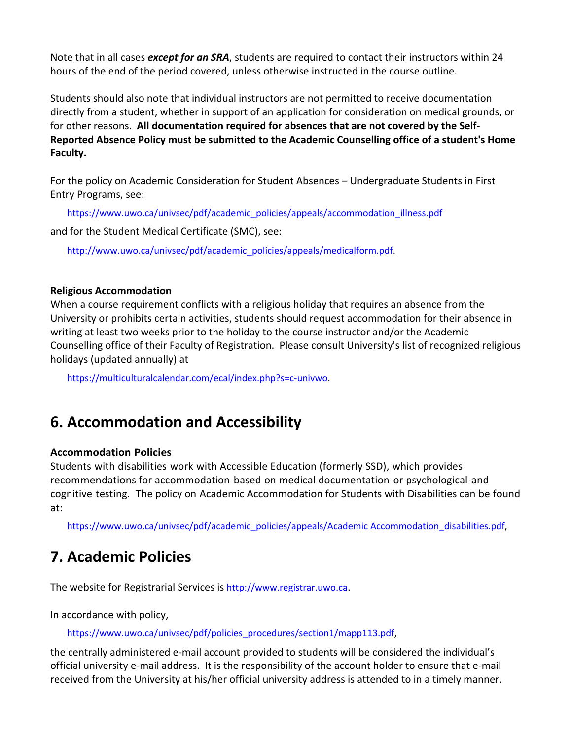Note that in all cases ***except for an SRA***, students are required to contact their instructors within 24 hours of the end of the period covered, unless otherwise instructed in the course outline.

Students should also note that individual instructors are not permitted to receive documentation directly from a student, whether in support of an application for consideration on medical grounds, or for other reasons. **All documentation required for absences that are not covered by the Self-Reported Absence Policy must be submitted to the Academic Counselling office of a student's Home Faculty.**

For the policy on Academic Consideration for Student Absences – Undergraduate Students in First Entry Programs, see:

https://www.uwo.ca/univsec/pdf/academic_policies/appeals/accommodation_illness.pdf

and for the Student Medical Certificate (SMC), see:

http://www.uwo.ca/univsec/pdf/academic_policies/appeals/medicalform.pdf.

**Religious Accommodation**

When a course requirement conflicts with a religious holiday that requires an absence from the University or prohibits certain activities, students should request accommodation for their absence in writing at least two weeks prior to the holiday to the course instructor and/or the Academic Counselling office of their Faculty of Registration. Please consult University's list of recognized religious holidays (updated annually) at

https://multiculturalcalendar.com/ecal/index.php?s=c-univwo.

## 6. Accommodation and Accessibility

**Accommodation Policies**

Students with disabilities work with Accessible Education (formerly SSD), which provides recommendations for accommodation based on medical documentation or psychological and cognitive testing. The policy on Academic Accommodation for Students with Disabilities can be found at:

https://www.uwo.ca/univsec/pdf/academic_policies/appeals/Academic Accommodation_disabilities.pdf,

## 7. Academic Policies

The website for Registrarial Services is http://www.registrar.uwo.ca.

In accordance with policy,

https://www.uwo.ca/univsec/pdf/policies_procedures/section1/mapp113.pdf,

the centrally administered e-mail account provided to students will be considered the individual's official university e-mail address. It is the responsibility of the account holder to ensure that e-mail received from the University at his/her official university address is attended to in a timely manner.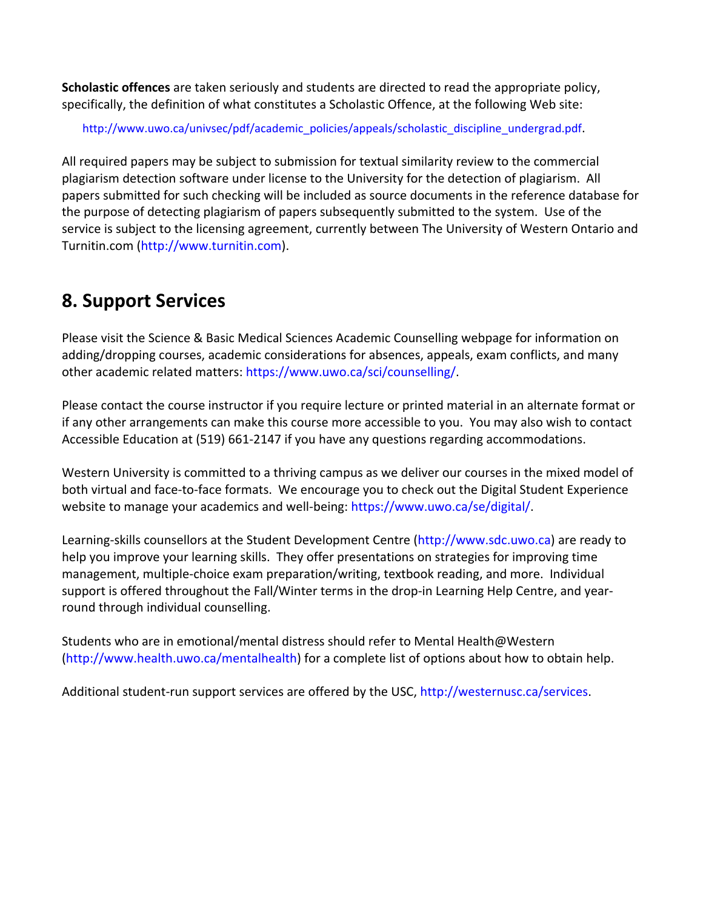**Scholastic offences** are taken seriously and students are directed to read the appropriate policy, specifically, the definition of what constitutes a Scholastic Offence, at the following Web site:

http://www.uwo.ca/univsec/pdf/academic_policies/appeals/scholastic_discipline_undergrad.pdf.

All required papers may be subject to submission for textual similarity review to the commercial plagiarism detection software under license to the University for the detection of plagiarism. All papers submitted for such checking will be included as source documents in the reference database for the purpose of detecting plagiarism of papers subsequently submitted to the system. Use of the service is subject to the licensing agreement, currently between The University of Western Ontario and Turnitin.com (http://www.turnitin.com).

## 8. Support Services

Please visit the Science & Basic Medical Sciences Academic Counselling webpage for information on adding/dropping courses, academic considerations for absences, appeals, exam conflicts, and many other academic related matters: https://www.uwo.ca/sci/counselling/.

Please contact the course instructor if you require lecture or printed material in an alternate format or if any other arrangements can make this course more accessible to you. You may also wish to contact Accessible Education at (519) 661-2147 if you have any questions regarding accommodations.

Western University is committed to a thriving campus as we deliver our courses in the mixed model of both virtual and face-to-face formats. We encourage you to check out the Digital Student Experience website to manage your academics and well-being: https://www.uwo.ca/se/digital/.

Learning-skills counsellors at the Student Development Centre (http://www.sdc.uwo.ca) are ready to help you improve your learning skills. They offer presentations on strategies for improving time management, multiple-choice exam preparation/writing, textbook reading, and more. Individual support is offered throughout the Fall/Winter terms in the drop-in Learning Help Centre, and year-round through individual counselling.

Students who are in emotional/mental distress should refer to Mental Health@Western (http://www.health.uwo.ca/mentalhealth) for a complete list of options about how to obtain help.

Additional student-run support services are offered by the USC, http://westernusc.ca/services.